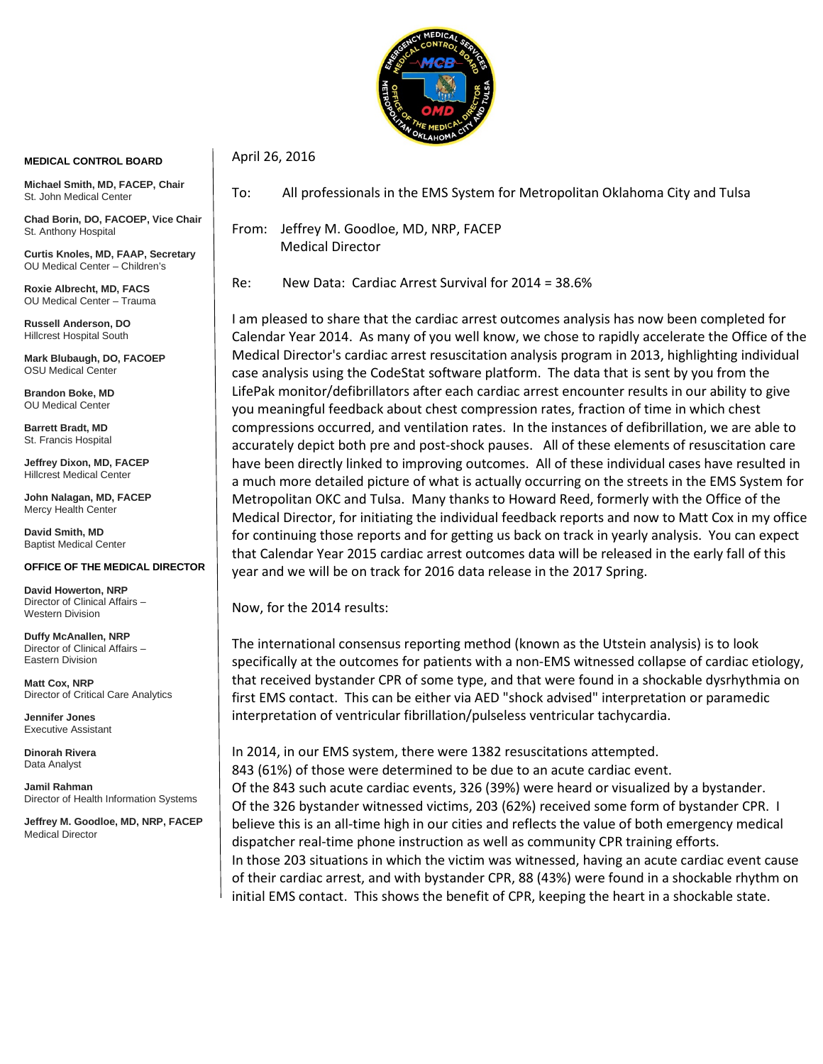**MEDICAL CONTROL BOARD**

**Michael Smith, MD, FACEP, Chair**
St. John Medical Center

**Chad Borin, DO, FACOEP, Vice Chair**
St. Anthony Hospital

**Curtis Knoles, MD, FAAP, Secretary**
OU Medical Center – Children's

**Roxie Albrecht, MD, FACS**
OU Medical Center – Trauma

**Russell Anderson, DO**
Hillcrest Hospital South

**Mark Blubaugh, DO, FACOEP**
OSU Medical Center

**Brandon Boke, MD**
OU Medical Center

**Barrett Bradt, MD**
St. Francis Hospital

**Jeffrey Dixon, MD, FACEP**
Hillcrest Medical Center

**John Nalagan, MD, FACEP**
Mercy Health Center

**David Smith, MD**
Baptist Medical Center

**OFFICE OF THE MEDICAL DIRECTOR**

**David Howerton, NRP**
Director of Clinical Affairs – Western Division

**Duffy McAnallen, NRP**
Director of Clinical Affairs – Eastern Division

**Matt Cox, NRP**
Director of Critical Care Analytics

**Jennifer Jones**
Executive Assistant

**Dinorah Rivera**
Data Analyst

**Jamil Rahman**
Director of Health Information Systems

**Jeffrey M. Goodloe, MD, NRP, FACEP**
Medical Director

---

April 26, 2016

To: All professionals in the EMS System for Metropolitan Oklahoma City and Tulsa

From: Jeffrey M. Goodloe, MD, NRP, FACEP
Medical Director

Re: New Data: Cardiac Arrest Survival for 2014 = 38.6%

I am pleased to share that the cardiac arrest outcomes analysis has now been completed for Calendar Year 2014. As many of you well know, we chose to rapidly accelerate the Office of the Medical Director's cardiac arrest resuscitation analysis program in 2013, highlighting individual case analysis using the CodeStat software platform. The data that is sent by you from the LifePak monitor/defibrillators after each cardiac arrest encounter results in our ability to give you meaningful feedback about chest compression rates, fraction of time in which chest compressions occurred, and ventilation rates. In the instances of defibrillation, we are able to accurately depict both pre and post-shock pauses. All of these elements of resuscitation care have been directly linked to improving outcomes. All of these individual cases have resulted in a much more detailed picture of what is actually occurring on the streets in the EMS System for Metropolitan OKC and Tulsa. Many thanks to Howard Reed, formerly with the Office of the Medical Director, for initiating the individual feedback reports and now to Matt Cox in my office for continuing those reports and for getting us back on track in yearly analysis. You can expect that Calendar Year 2015 cardiac arrest outcomes data will be released in the early fall of this year and we will be on track for 2016 data release in the 2017 Spring.

Now, for the 2014 results:

The international consensus reporting method (known as the Utstein analysis) is to look specifically at the outcomes for patients with a non-EMS witnessed collapse of cardiac etiology, that received bystander CPR of some type, and that were found in a shockable dysrhythmia on first EMS contact. This can be either via AED "shock advised" interpretation or paramedic interpretation of ventricular fibrillation/pulseless ventricular tachycardia.

In 2014, in our EMS system, there were 1382 resuscitations attempted.
843 (61%) of those were determined to be due to an acute cardiac event.
Of the 843 such acute cardiac events, 326 (39%) were heard or visualized by a bystander.
Of the 326 bystander witnessed victims, 203 (62%) received some form of bystander CPR. I believe this is an all-time high in our cities and reflects the value of both emergency medical dispatcher real-time phone instruction as well as community CPR training efforts.
In those 203 situations in which the victim was witnessed, having an acute cardiac event cause of their cardiac arrest, and with bystander CPR, 88 (43%) were found in a shockable rhythm on initial EMS contact. This shows the benefit of CPR, keeping the heart in a shockable state.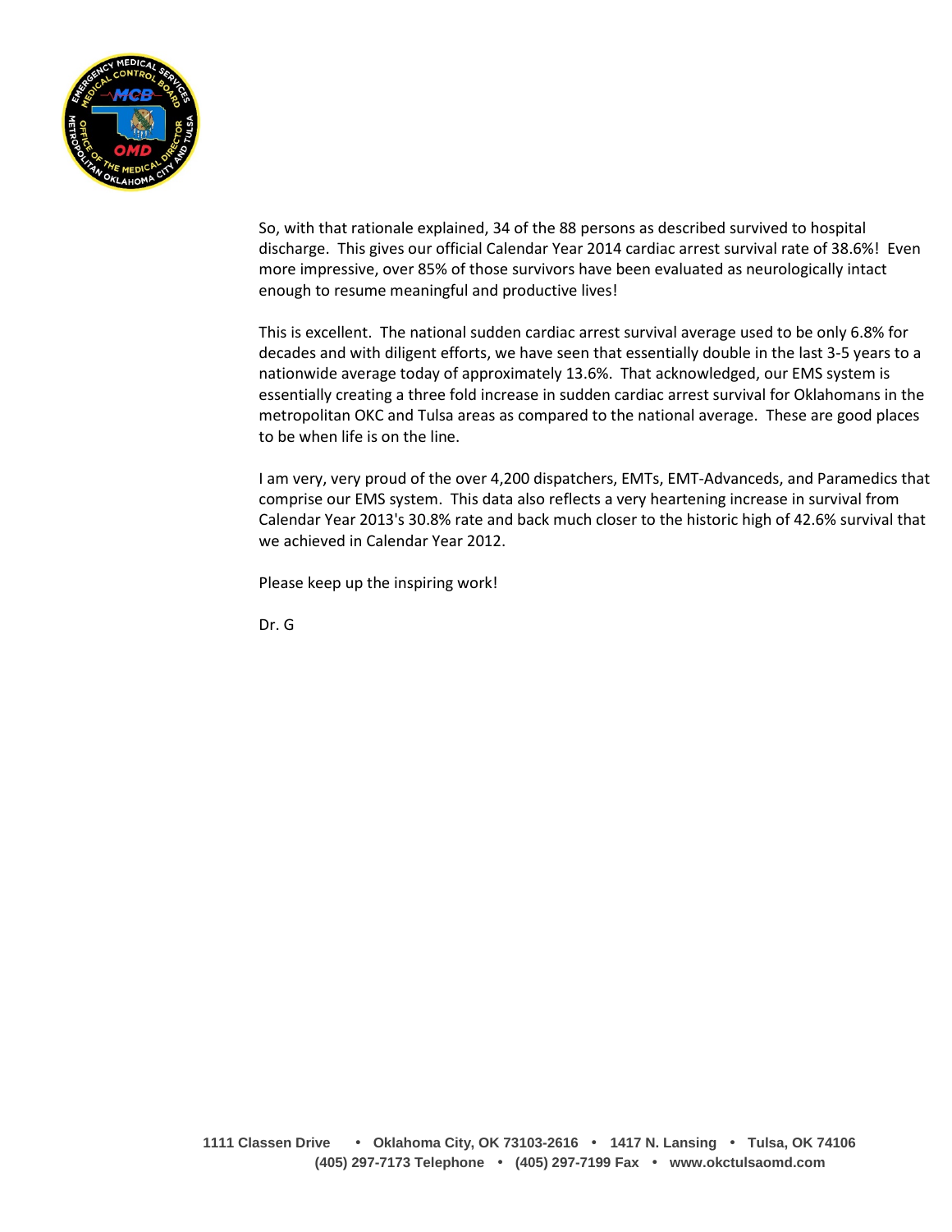So, with that rationale explained, 34 of the 88 persons as described survived to hospital discharge. This gives our official Calendar Year 2014 cardiac arrest survival rate of 38.6%! Even more impressive, over 85% of those survivors have been evaluated as neurologically intact enough to resume meaningful and productive lives!

This is excellent. The national sudden cardiac arrest survival average used to be only 6.8% for decades and with diligent efforts, we have seen that essentially double in the last 3-5 years to a nationwide average today of approximately 13.6%. That acknowledged, our EMS system is essentially creating a three fold increase in sudden cardiac arrest survival for Oklahomans in the metropolitan OKC and Tulsa areas as compared to the national average. These are good places to be when life is on the line.

I am very, very proud of the over 4,200 dispatchers, EMTs, EMT-Advanceds, and Paramedics that comprise our EMS system. This data also reflects a very heartening increase in survival from Calendar Year 2013's 30.8% rate and back much closer to the historic high of 42.6% survival that we achieved in Calendar Year 2012.

Please keep up the inspiring work!

Dr. G